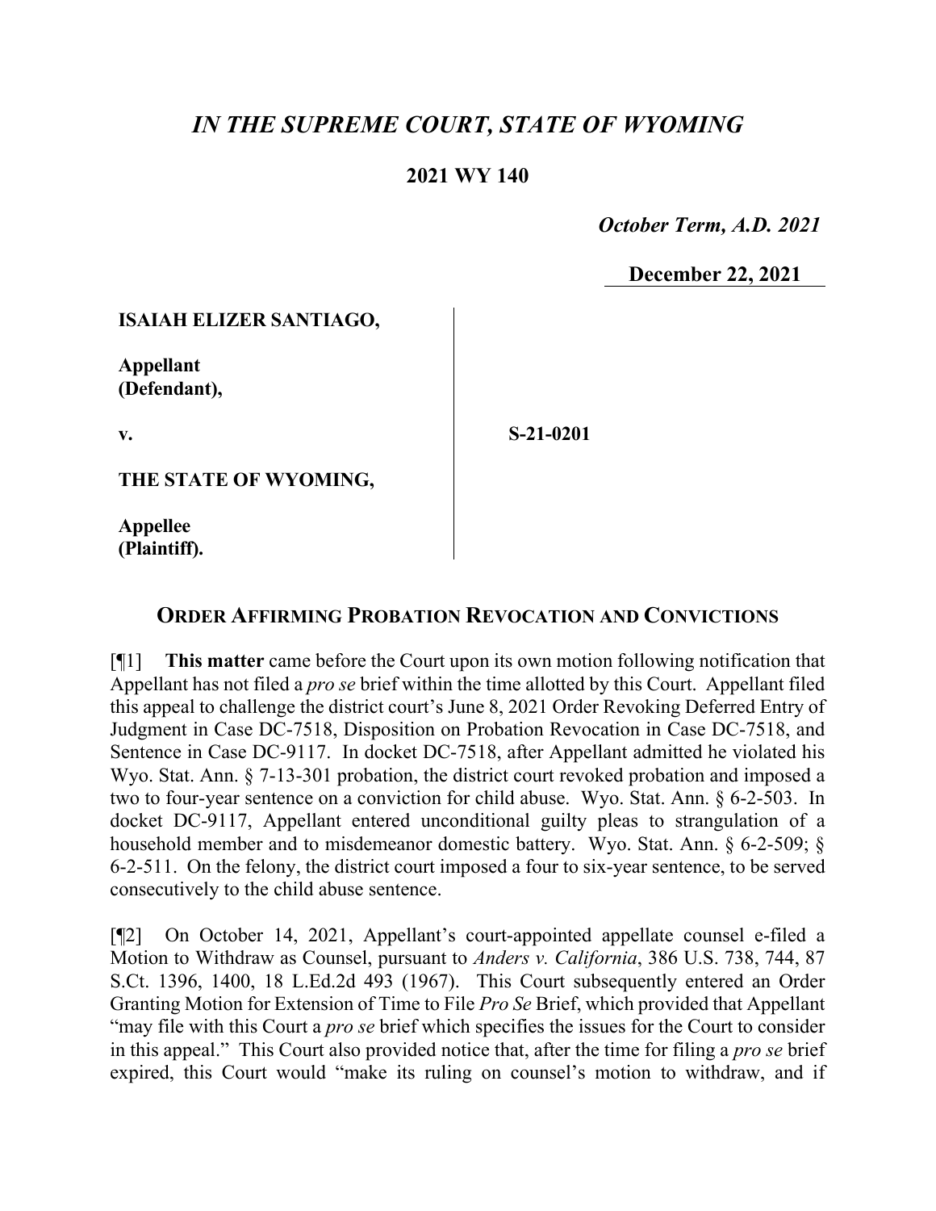# *IN THE SUPREME COURT, STATE OF WYOMING*

**2021 WY 140**

*October Term, A.D. 2021*

**December 22, 2021**

| | |
|---|---|
| **ISAIAH ELIZER SANTIAGO,**<br><br>**Appellant (Defendant),**<br><br>**v.**<br><br>**THE STATE OF WYOMING,**<br><br>**Appellee (Plaintiff).** | **S-21-0201** |

## ORDER AFFIRMING PROBATION REVOCATION AND CONVICTIONS

[¶1] **This matter** came before the Court upon its own motion following notification that Appellant has not filed a *pro se* brief within the time allotted by this Court. Appellant filed this appeal to challenge the district court's June 8, 2021 Order Revoking Deferred Entry of Judgment in Case DC-7518, Disposition on Probation Revocation in Case DC-7518, and Sentence in Case DC-9117. In docket DC-7518, after Appellant admitted he violated his Wyo. Stat. Ann. § 7-13-301 probation, the district court revoked probation and imposed a two to four-year sentence on a conviction for child abuse. Wyo. Stat. Ann. § 6-2-503. In docket DC-9117, Appellant entered unconditional guilty pleas to strangulation of a household member and to misdemeanor domestic battery. Wyo. Stat. Ann. § 6-2-509; § 6-2-511. On the felony, the district court imposed a four to six-year sentence, to be served consecutively to the child abuse sentence.

[¶2] On October 14, 2021, Appellant's court-appointed appellate counsel e-filed a Motion to Withdraw as Counsel, pursuant to *Anders v. California*, 386 U.S. 738, 744, 87 S.Ct. 1396, 1400, 18 L.Ed.2d 493 (1967). This Court subsequently entered an Order Granting Motion for Extension of Time to File *Pro Se* Brief, which provided that Appellant "may file with this Court a *pro se* brief which specifies the issues for the Court to consider in this appeal." This Court also provided notice that, after the time for filing a *pro se* brief expired, this Court would "make its ruling on counsel's motion to withdraw, and if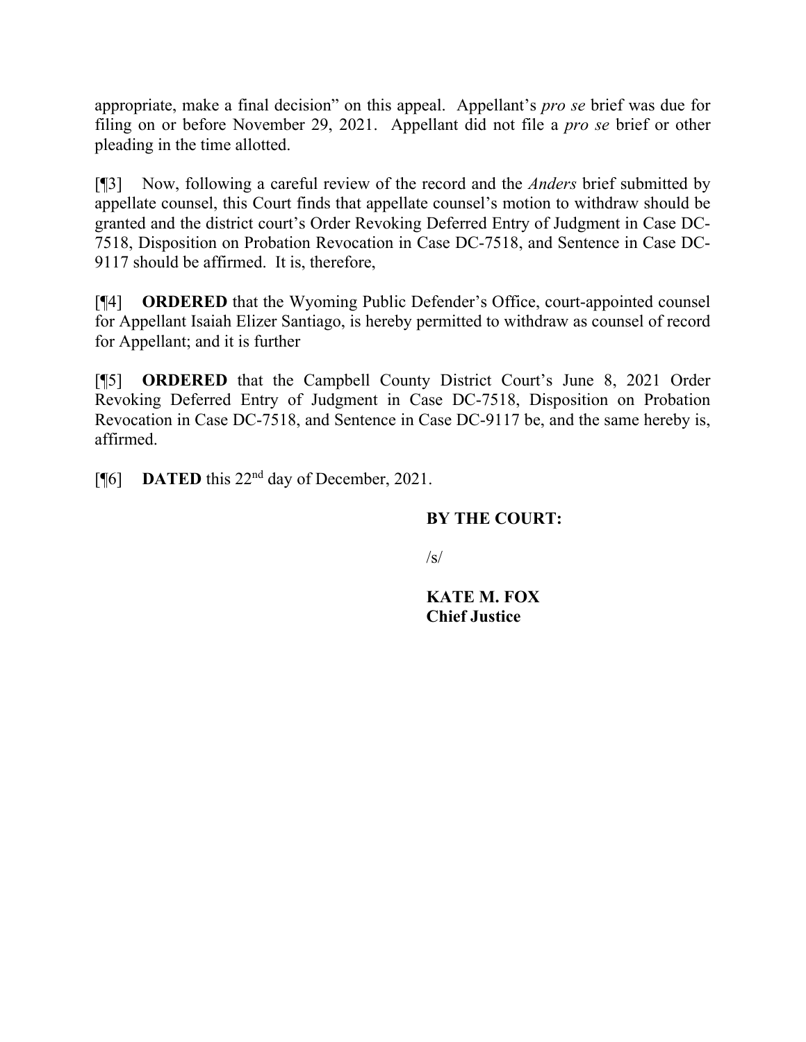appropriate, make a final decision" on this appeal. Appellant's *pro se* brief was due for filing on or before November 29, 2021. Appellant did not file a *pro se* brief or other pleading in the time allotted.

[¶3] Now, following a careful review of the record and the *Anders* brief submitted by appellate counsel, this Court finds that appellate counsel's motion to withdraw should be granted and the district court's Order Revoking Deferred Entry of Judgment in Case DC-7518, Disposition on Probation Revocation in Case DC-7518, and Sentence in Case DC-9117 should be affirmed. It is, therefore,

[¶4] **ORDERED** that the Wyoming Public Defender's Office, court-appointed counsel for Appellant Isaiah Elizer Santiago, is hereby permitted to withdraw as counsel of record for Appellant; and it is further

[¶5] **ORDERED** that the Campbell County District Court's June 8, 2021 Order Revoking Deferred Entry of Judgment in Case DC-7518, Disposition on Probation Revocation in Case DC-7518, and Sentence in Case DC-9117 be, and the same hereby is, affirmed.

[¶6] **DATED** this 22nd day of December, 2021.

**BY THE COURT:**

/s/

**KATE M. FOX**
**Chief Justice**